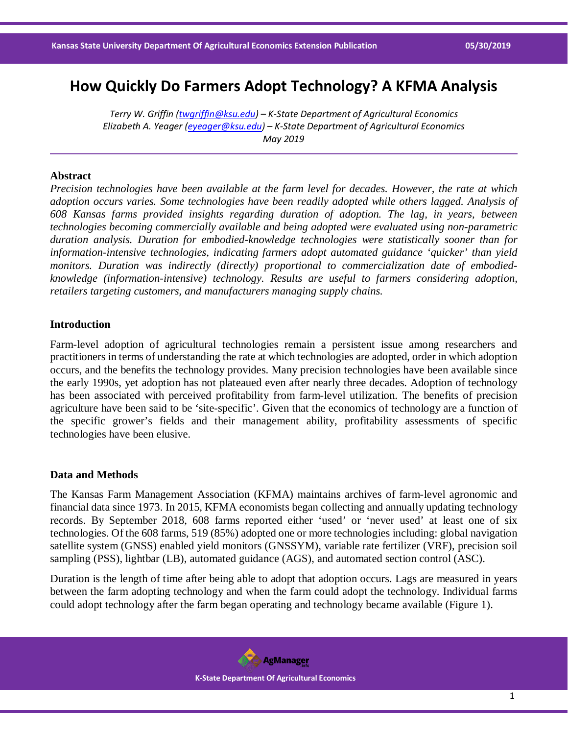# How Quickly Do Farmers Adopt Technology? A KFMA Analysis

*Terry W. Griffin ([twgriffin@ksu.edu](mailto:twgriffin@ksu.edu)) – K-State Department of Agricultural Economics*
*Elizabeth A. Yeager ([eyeager@ksu.edu](mailto:eyeager@ksu.edu)) – K-State Department of Agricultural Economics*
*May 2019*

## Abstract

*Precision technologies have been available at the farm level for decades. However, the rate at which adoption occurs varies. Some technologies have been readily adopted while others lagged. Analysis of 608 Kansas farms provided insights regarding duration of adoption. The lag, in years, between technologies becoming commercially available and being adopted were evaluated using non-parametric duration analysis. Duration for embodied-knowledge technologies were statistically sooner than for information-intensive technologies, indicating farmers adopt automated guidance 'quicker' than yield monitors. Duration was indirectly (directly) proportional to commercialization date of embodied-knowledge (information-intensive) technology. Results are useful to farmers considering adoption, retailers targeting customers, and manufacturers managing supply chains.*

## Introduction

Farm-level adoption of agricultural technologies remain a persistent issue among researchers and practitioners in terms of understanding the rate at which technologies are adopted, order in which adoption occurs, and the benefits the technology provides. Many precision technologies have been available since the early 1990s, yet adoption has not plateaued even after nearly three decades. Adoption of technology has been associated with perceived profitability from farm-level utilization. The benefits of precision agriculture have been said to be 'site-specific'. Given that the economics of technology are a function of the specific grower's fields and their management ability, profitability assessments of specific technologies have been elusive.

## Data and Methods

The Kansas Farm Management Association (KFMA) maintains archives of farm-level agronomic and financial data since 1973. In 2015, KFMA economists began collecting and annually updating technology records. By September 2018, 608 farms reported either 'used' or 'never used' at least one of six technologies. Of the 608 farms, 519 (85%) adopted one or more technologies including: global navigation satellite system (GNSS) enabled yield monitors (GNSSYM), variable rate fertilizer (VRF), precision soil sampling (PSS), lightbar (LB), automated guidance (AGS), and automated section control (ASC).

Duration is the length of time after being able to adopt that adoption occurs. Lags are measured in years between the farm adopting technology and when the farm could adopt the technology. Individual farms could adopt technology after the farm began operating and technology became available (Figure 1).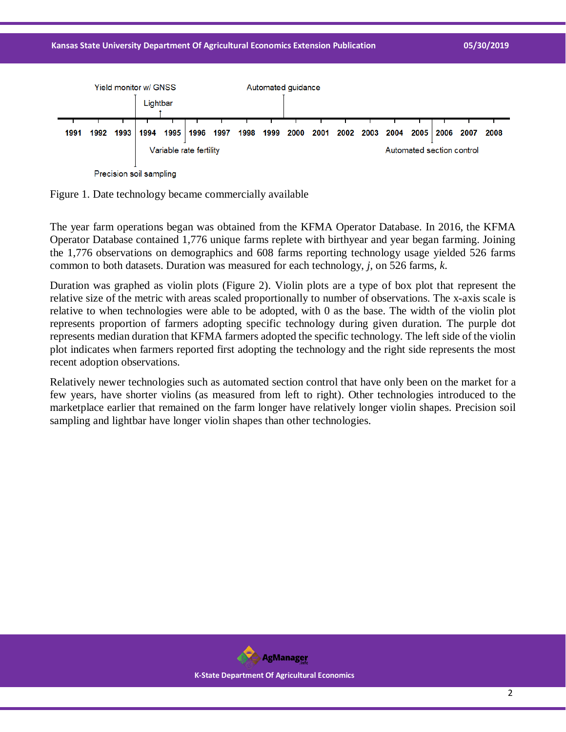Figure 1. Date technology became commercially available

The year farm operations began was obtained from the KFMA Operator Database. In 2016, the KFMA Operator Database contained 1,776 unique farms replete with birthyear and year began farming. Joining the 1,776 observations on demographics and 608 farms reporting technology usage yielded 526 farms common to both datasets. Duration was measured for each technology, *j*, on 526 farms, *k*.

Duration was graphed as violin plots (Figure 2). Violin plots are a type of box plot that represent the relative size of the metric with areas scaled proportionally to number of observations. The x-axis scale is relative to when technologies were able to be adopted, with 0 as the base. The width of the violin plot represents proportion of farmers adopting specific technology during given duration. The purple dot represents median duration that KFMA farmers adopted the specific technology. The left side of the violin plot indicates when farmers reported first adopting the technology and the right side represents the most recent adoption observations.

Relatively newer technologies such as automated section control that have only been on the market for a few years, have shorter violins (as measured from left to right). Other technologies introduced to the marketplace earlier that remained on the farm longer have relatively longer violin shapes. Precision soil sampling and lightbar have longer violin shapes than other technologies.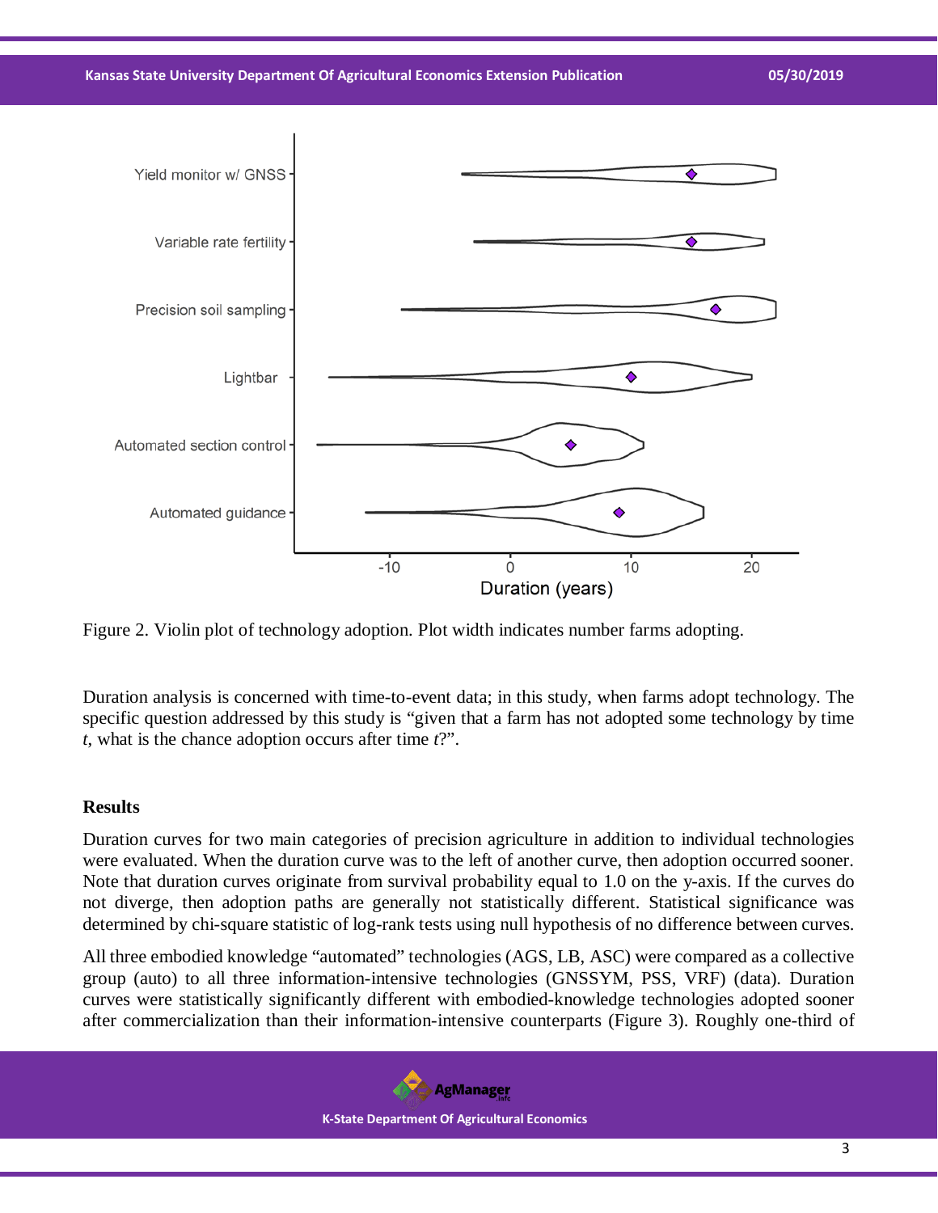Figure 2. Violin plot of technology adoption. Plot width indicates number farms adopting.

Duration analysis is concerned with time-to-event data; in this study, when farms adopt technology. The specific question addressed by this study is "given that a farm has not adopted some technology by time *t*, what is the chance adoption occurs after time *t*?".

### Results

Duration curves for two main categories of precision agriculture in addition to individual technologies were evaluated. When the duration curve was to the left of another curve, then adoption occurred sooner. Note that duration curves originate from survival probability equal to 1.0 on the y-axis. If the curves do not diverge, then adoption paths are generally not statistically different. Statistical significance was determined by chi-square statistic of log-rank tests using null hypothesis of no difference between curves.

All three embodied knowledge "automated" technologies (AGS, LB, ASC) were compared as a collective group (auto) to all three information-intensive technologies (GNSSYM, PSS, VRF) (data). Duration curves were statistically significantly different with embodied-knowledge technologies adopted sooner after commercialization than their information-intensive counterparts (Figure 3). Roughly one-third of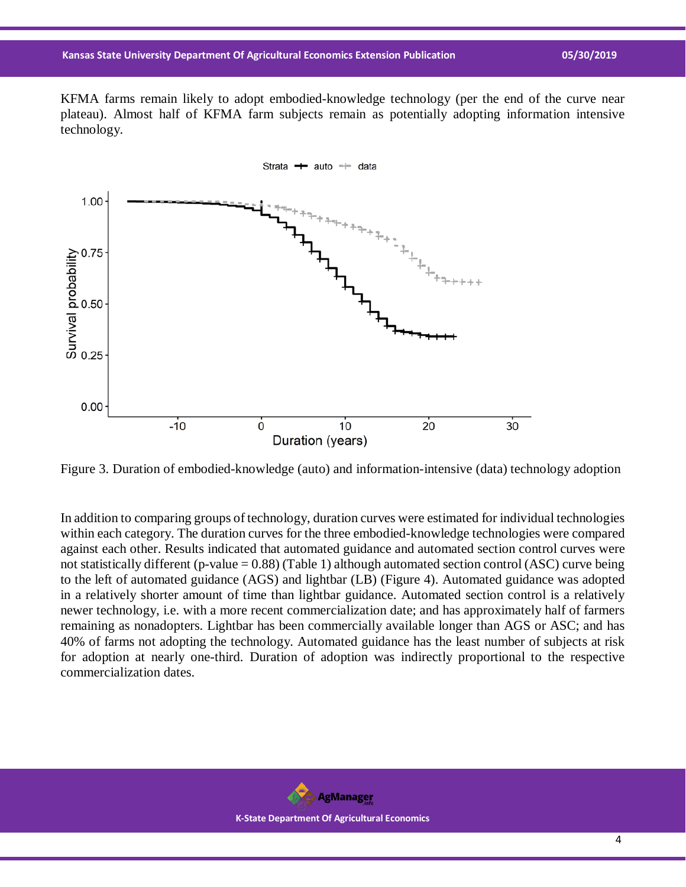KFMA farms remain likely to adopt embodied-knowledge technology (per the end of the curve near plateau). Almost half of KFMA farm subjects remain as potentially adopting information intensive technology.

Figure 3. Duration of embodied-knowledge (auto) and information-intensive (data) technology adoption

In addition to comparing groups of technology, duration curves were estimated for individual technologies within each category. The duration curves for the three embodied-knowledge technologies were compared against each other. Results indicated that automated guidance and automated section control curves were not statistically different (p-value = 0.88) (Table 1) although automated section control (ASC) curve being to the left of automated guidance (AGS) and lightbar (LB) (Figure 4). Automated guidance was adopted in a relatively shorter amount of time than lightbar guidance. Automated section control is a relatively newer technology, i.e. with a more recent commercialization date; and has approximately half of farmers remaining as nonadopters. Lightbar has been commercially available longer than AGS or ASC; and has 40% of farms not adopting the technology. Automated guidance has the least number of subjects at risk for adoption at nearly one-third. Duration of adoption was indirectly proportional to the respective commercialization dates.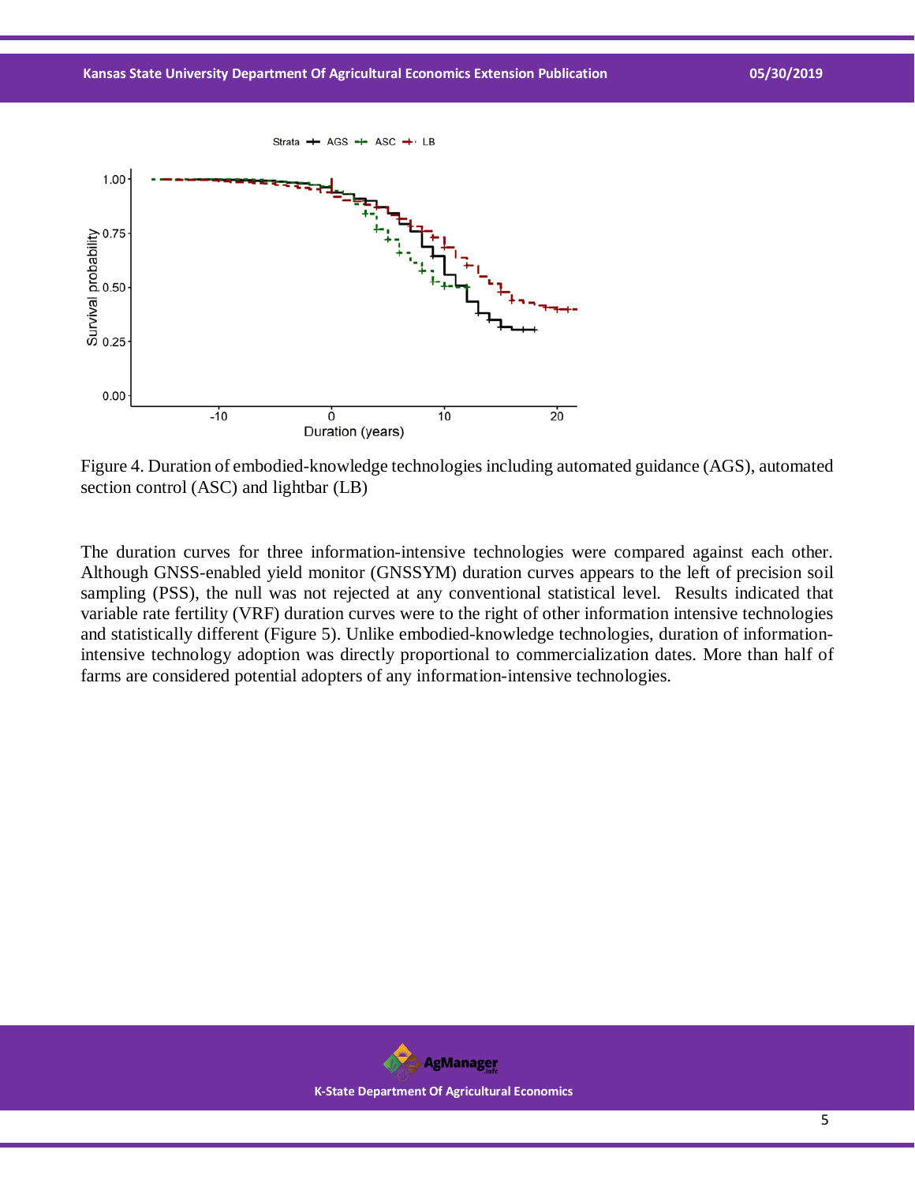Figure 4. Duration of embodied-knowledge technologies including automated guidance (AGS), automated section control (ASC) and lightbar (LB)

The duration curves for three information-intensive technologies were compared against each other. Although GNSS-enabled yield monitor (GNSSYM) duration curves appears to the left of precision soil sampling (PSS), the null was not rejected at any conventional statistical level. Results indicated that variable rate fertility (VRF) duration curves were to the right of other information intensive technologies and statistically different (Figure 5). Unlike embodied-knowledge technologies, duration of information-intensive technology adoption was directly proportional to commercialization dates. More than half of farms are considered potential adopters of any information-intensive technologies.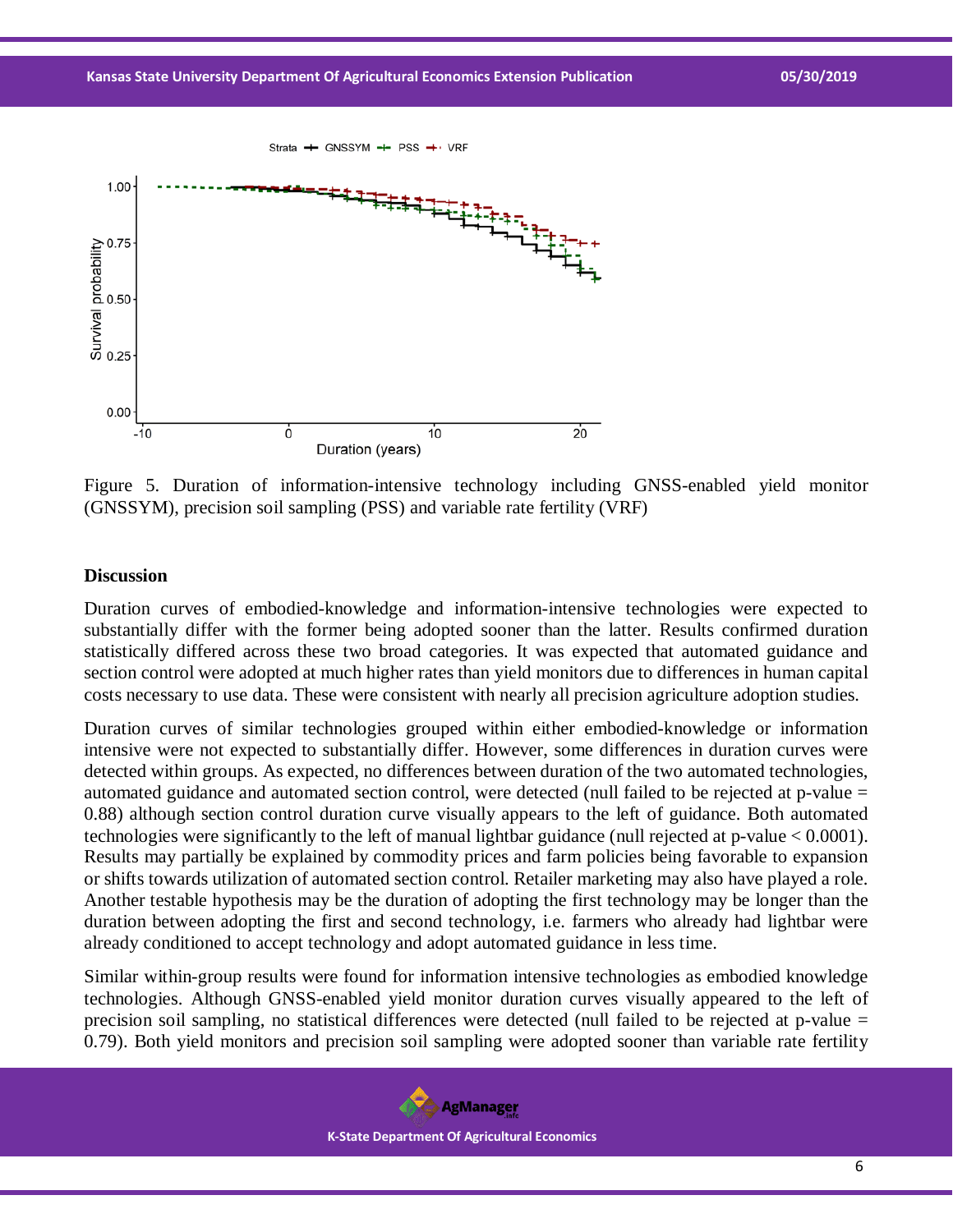Figure 5. Duration of information-intensive technology including GNSS-enabled yield monitor (GNSSYM), precision soil sampling (PSS) and variable rate fertility (VRF)

## Discussion

Duration curves of embodied-knowledge and information-intensive technologies were expected to substantially differ with the former being adopted sooner than the latter. Results confirmed duration statistically differed across these two broad categories. It was expected that automated guidance and section control were adopted at much higher rates than yield monitors due to differences in human capital costs necessary to use data. These were consistent with nearly all precision agriculture adoption studies.

Duration curves of similar technologies grouped within either embodied-knowledge or information intensive were not expected to substantially differ. However, some differences in duration curves were detected within groups. As expected, no differences between duration of the two automated technologies, automated guidance and automated section control, were detected (null failed to be rejected at p-value = 0.88) although section control duration curve visually appears to the left of guidance. Both automated technologies were significantly to the left of manual lightbar guidance (null rejected at p-value < 0.0001). Results may partially be explained by commodity prices and farm policies being favorable to expansion or shifts towards utilization of automated section control. Retailer marketing may also have played a role. Another testable hypothesis may be the duration of adopting the first technology may be longer than the duration between adopting the first and second technology, i.e. farmers who already had lightbar were already conditioned to accept technology and adopt automated guidance in less time.

Similar within-group results were found for information intensive technologies as embodied knowledge technologies. Although GNSS-enabled yield monitor duration curves visually appeared to the left of precision soil sampling, no statistical differences were detected (null failed to be rejected at p-value = 0.79). Both yield monitors and precision soil sampling were adopted sooner than variable rate fertility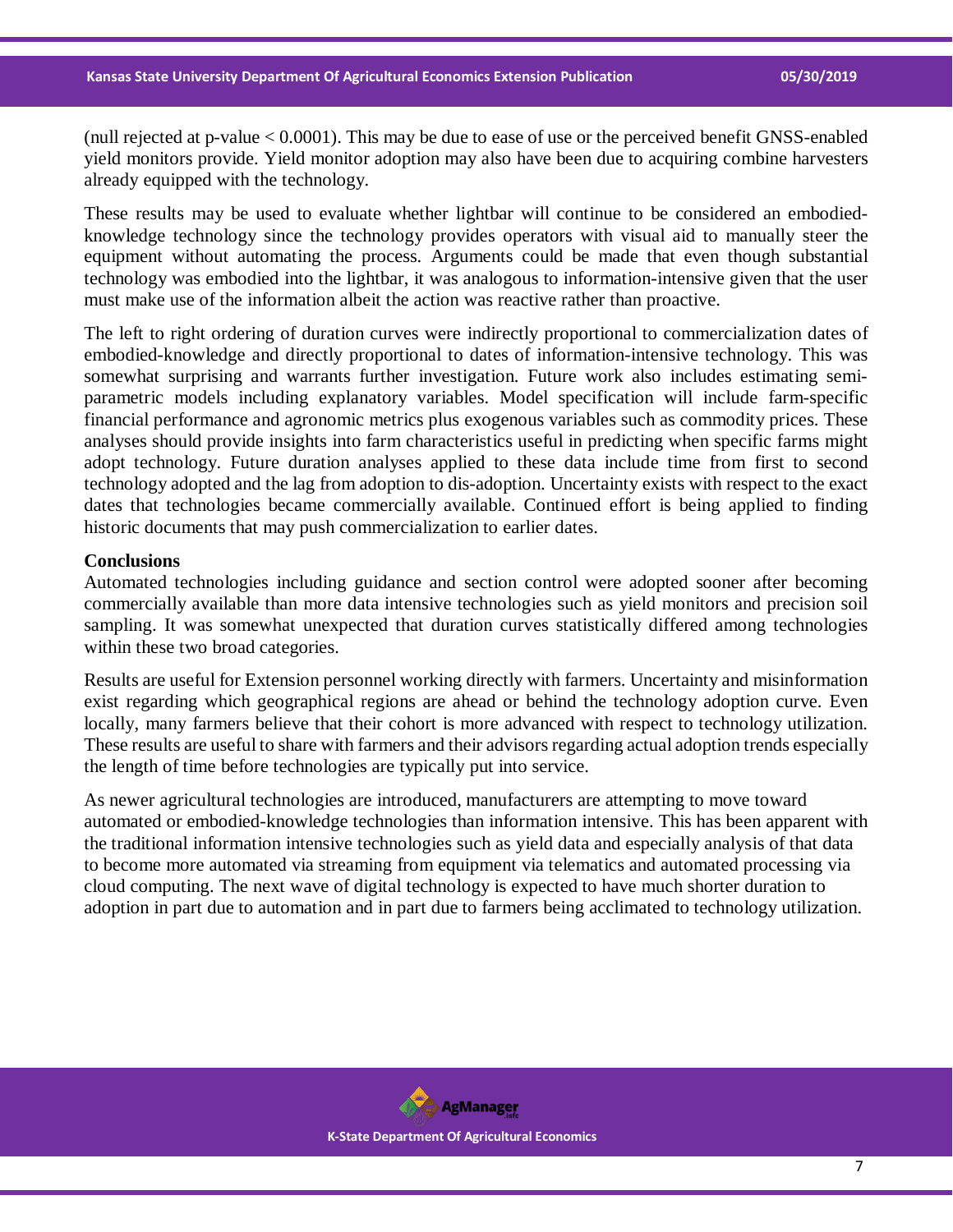(null rejected at p-value $< 0.0001$). This may be due to ease of use or the perceived benefit GNSS-enabled yield monitors provide. Yield monitor adoption may also have been due to acquiring combine harvesters already equipped with the technology.

These results may be used to evaluate whether lightbar will continue to be considered an embodied-knowledge technology since the technology provides operators with visual aid to manually steer the equipment without automating the process. Arguments could be made that even though substantial technology was embodied into the lightbar, it was analogous to information-intensive given that the user must make use of the information albeit the action was reactive rather than proactive.

The left to right ordering of duration curves were indirectly proportional to commercialization dates of embodied-knowledge and directly proportional to dates of information-intensive technology. This was somewhat surprising and warrants further investigation. Future work also includes estimating semi-parametric models including explanatory variables. Model specification will include farm-specific financial performance and agronomic metrics plus exogenous variables such as commodity prices. These analyses should provide insights into farm characteristics useful in predicting when specific farms might adopt technology. Future duration analyses applied to these data include time from first to second technology adopted and the lag from adoption to dis-adoption. Uncertainty exists with respect to the exact dates that technologies became commercially available. Continued effort is being applied to finding historic documents that may push commercialization to earlier dates.

**Conclusions**

Automated technologies including guidance and section control were adopted sooner after becoming commercially available than more data intensive technologies such as yield monitors and precision soil sampling. It was somewhat unexpected that duration curves statistically differed among technologies within these two broad categories.

Results are useful for Extension personnel working directly with farmers. Uncertainty and misinformation exist regarding which geographical regions are ahead or behind the technology adoption curve. Even locally, many farmers believe that their cohort is more advanced with respect to technology utilization. These results are useful to share with farmers and their advisors regarding actual adoption trends especially the length of time before technologies are typically put into service.

As newer agricultural technologies are introduced, manufacturers are attempting to move toward automated or embodied-knowledge technologies than information intensive. This has been apparent with the traditional information intensive technologies such as yield data and especially analysis of that data to become more automated via streaming from equipment via telematics and automated processing via cloud computing. The next wave of digital technology is expected to have much shorter duration to adoption in part due to automation and in part due to farmers being acclimated to technology utilization.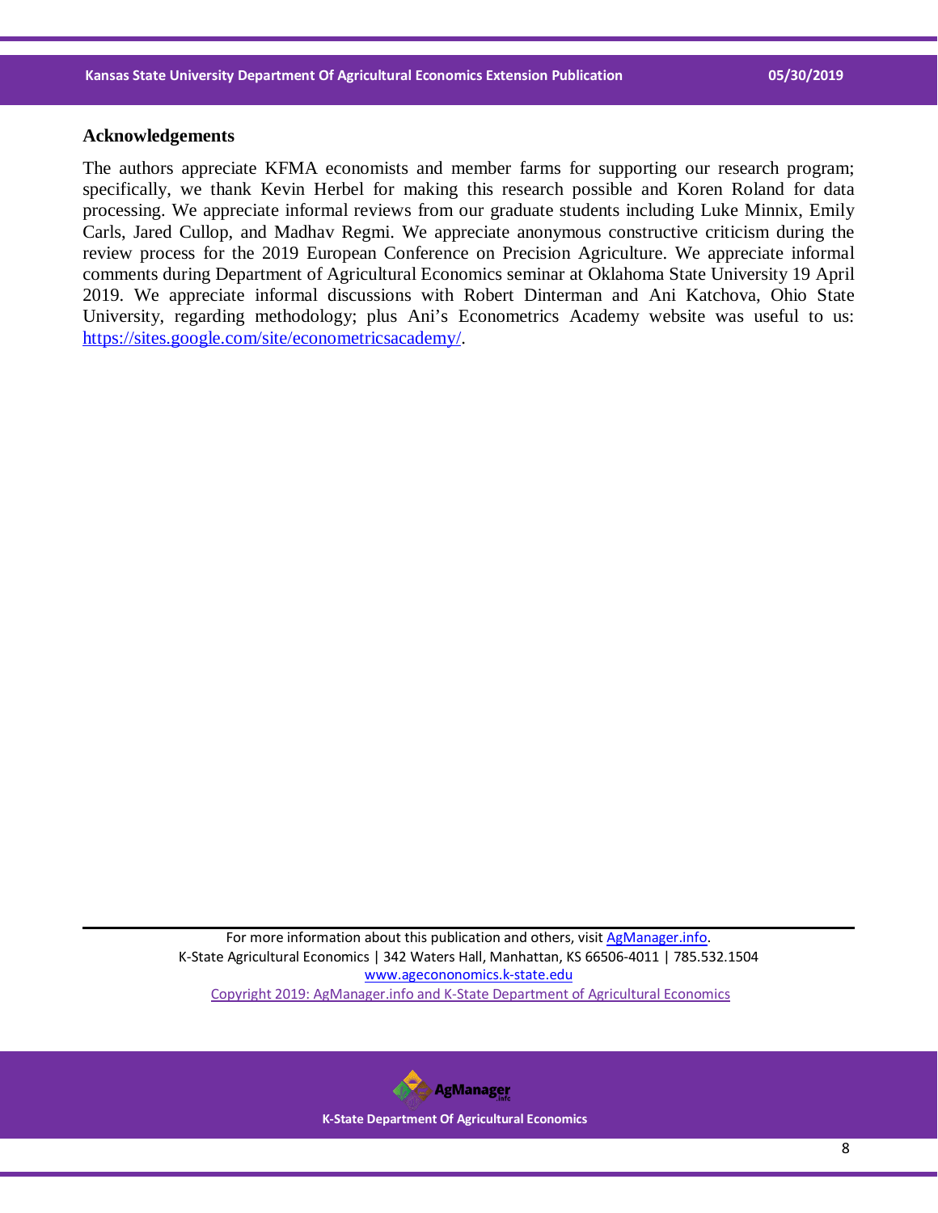## Acknowledgements

The authors appreciate KFMA economists and member farms for supporting our research program; specifically, we thank Kevin Herbel for making this research possible and Koren Roland for data processing. We appreciate informal reviews from our graduate students including Luke Minnix, Emily Carls, Jared Cullop, and Madhav Regmi. We appreciate anonymous constructive criticism during the review process for the 2019 European Conference on Precision Agriculture. We appreciate informal comments during Department of Agricultural Economics seminar at Oklahoma State University 19 April 2019. We appreciate informal discussions with Robert Dinterman and Ani Katchova, Ohio State University, regarding methodology; plus Ani's Econometrics Academy website was useful to us: https://sites.google.com/site/econometricsacademy/.

For more information about this publication and others, visit AgManager.info.
K-State Agricultural Economics | 342 Waters Hall, Manhattan, KS 66506-4011 | 785.532.1504
www.ageconomics.k-state.edu
Copyright 2019: AgManager.info and K-State Department of Agricultural Economics